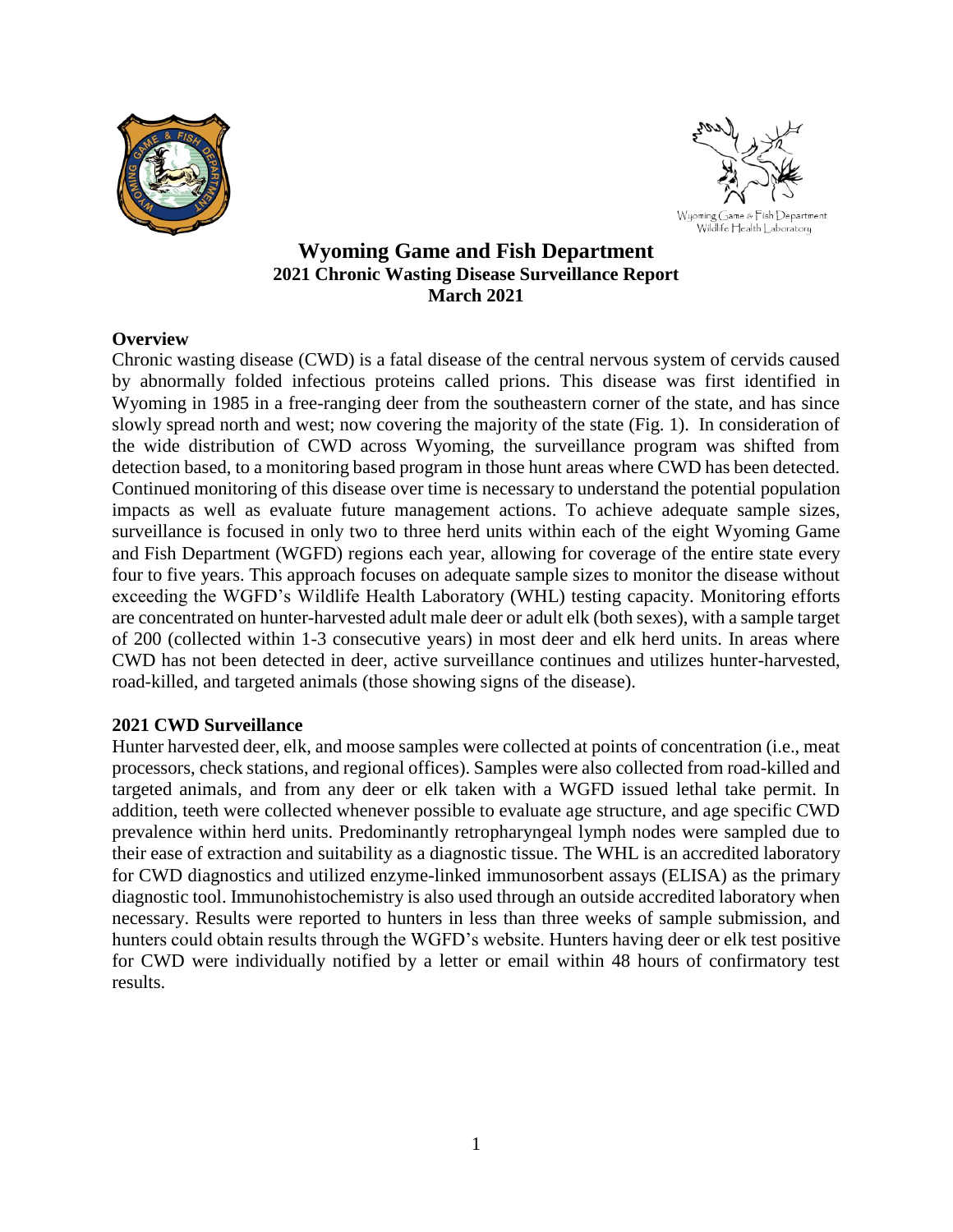# Wyoming Game and Fish Department
## 2021 Chronic Wasting Disease Surveillance Report
## March 2021

### Overview

Chronic wasting disease (CWD) is a fatal disease of the central nervous system of cervids caused by abnormally folded infectious proteins called prions. This disease was first identified in Wyoming in 1985 in a free-ranging deer from the southeastern corner of the state, and has since slowly spread north and west; now covering the majority of the state (Fig. 1). In consideration of the wide distribution of CWD across Wyoming, the surveillance program was shifted from detection based, to a monitoring based program in those hunt areas where CWD has been detected. Continued monitoring of this disease over time is necessary to understand the potential population impacts as well as evaluate future management actions. To achieve adequate sample sizes, surveillance is focused in only two to three herd units within each of the eight Wyoming Game and Fish Department (WGFD) regions each year, allowing for coverage of the entire state every four to five years. This approach focuses on adequate sample sizes to monitor the disease without exceeding the WGFD's Wildlife Health Laboratory (WHL) testing capacity. Monitoring efforts are concentrated on hunter-harvested adult male deer or adult elk (both sexes), with a sample target of 200 (collected within 1-3 consecutive years) in most deer and elk herd units. In areas where CWD has not been detected in deer, active surveillance continues and utilizes hunter-harvested, road-killed, and targeted animals (those showing signs of the disease).

### 2021 CWD Surveillance

Hunter harvested deer, elk, and moose samples were collected at points of concentration (i.e., meat processors, check stations, and regional offices). Samples were also collected from road-killed and targeted animals, and from any deer or elk taken with a WGFD issued lethal take permit. In addition, teeth were collected whenever possible to evaluate age structure, and age specific CWD prevalence within herd units. Predominantly retropharyngeal lymph nodes were sampled due to their ease of extraction and suitability as a diagnostic tissue. The WHL is an accredited laboratory for CWD diagnostics and utilized enzyme-linked immunosorbent assays (ELISA) as the primary diagnostic tool. Immunohistochemistry is also used through an outside accredited laboratory when necessary. Results were reported to hunters in less than three weeks of sample submission, and hunters could obtain results through the WGFD's website. Hunters having deer or elk test positive for CWD were individually notified by a letter or email within 48 hours of confirmatory test results.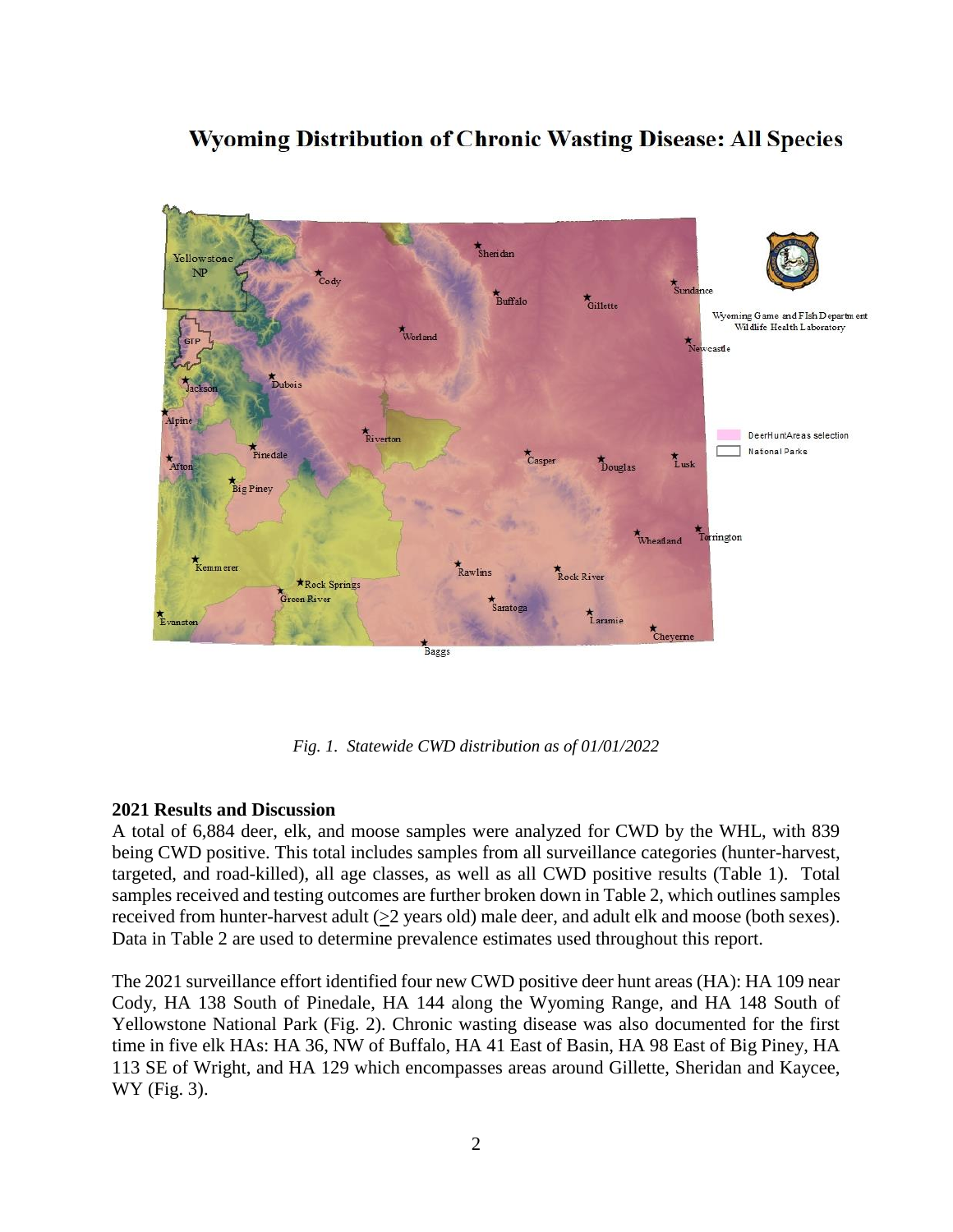# Wyoming Distribution of Chronic Wasting Disease: All Species

*Fig. 1. Statewide CWD distribution as of 01/01/2022*

### 2021 Results and Discussion

A total of 6,884 deer, elk, and moose samples were analyzed for CWD by the WHL, with 839 being CWD positive. This total includes samples from all surveillance categories (hunter-harvest, targeted, and road-killed), all age classes, as well as all CWD positive results (Table 1). Total samples received and testing outcomes are further broken down in Table 2, which outlines samples received from hunter-harvest adult (≥2 years old) male deer, and adult elk and moose (both sexes). Data in Table 2 are used to determine prevalence estimates used throughout this report.

The 2021 surveillance effort identified four new CWD positive deer hunt areas (HA): HA 109 near Cody, HA 138 South of Pinedale, HA 144 along the Wyoming Range, and HA 148 South of Yellowstone National Park (Fig. 2). Chronic wasting disease was also documented for the first time in five elk HAs: HA 36, NW of Buffalo, HA 41 East of Basin, HA 98 East of Big Piney, HA 113 SE of Wright, and HA 129 which encompasses areas around Gillette, Sheridan and Kaycee, WY (Fig. 3).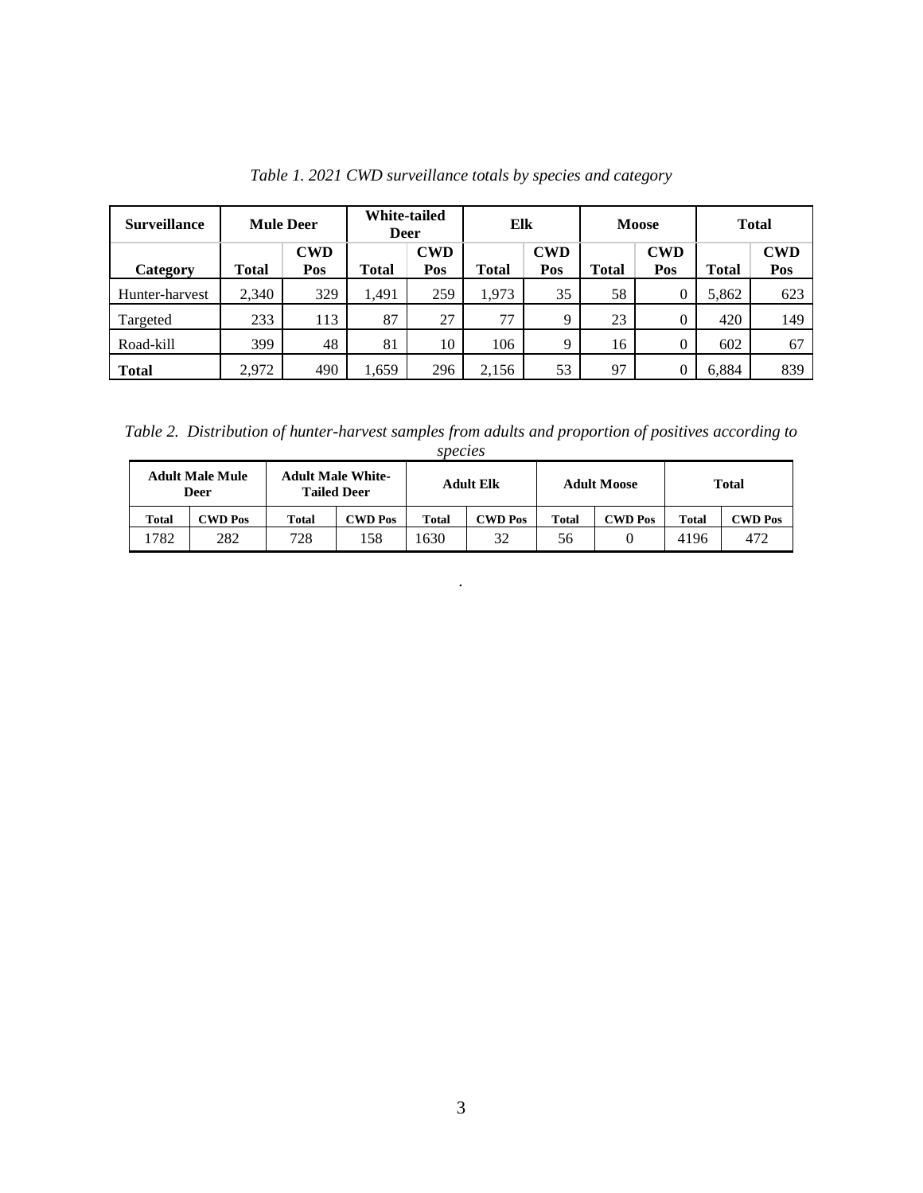*Table 1. 2021 CWD surveillance totals by species and category*

| Surveillance | Mule Deer | | White-tailed Deer | | Elk | | Moose | | Total | |
|---|---|---|---|---|---|---|---|---|---|---|
| Category | Total | CWD Pos | Total | CWD Pos | Total | CWD Pos | Total | CWD Pos | Total | CWD Pos |
| Hunter-harvest | 2,340 | 329 | 1,491 | 259 | 1,973 | 35 | 58 | 0 | 5,862 | 623 |
| Targeted | 233 | 113 | 87 | 27 | 77 | 9 | 23 | 0 | 420 | 149 |
| Road-kill | 399 | 48 | 81 | 10 | 106 | 9 | 16 | 0 | 602 | 67 |
| **Total** | 2,972 | 490 | 1,659 | 296 | 2,156 | 53 | 97 | 0 | 6,884 | 839 |

*Table 2. Distribution of hunter-harvest samples from adults and proportion of positives according to species*

| Adult Male Mule Deer | | Adult Male White-Tailed Deer | | Adult Elk | | Adult Moose | | Total | |
|---|---|---|---|---|---|---|---|---|---|
| Total | CWD Pos | Total | CWD Pos | Total | CWD Pos | Total | CWD Pos | Total | CWD Pos |
| 1782 | 282 | 728 | 158 | 1630 | 32 | 56 | 0 | 4196 | 472 |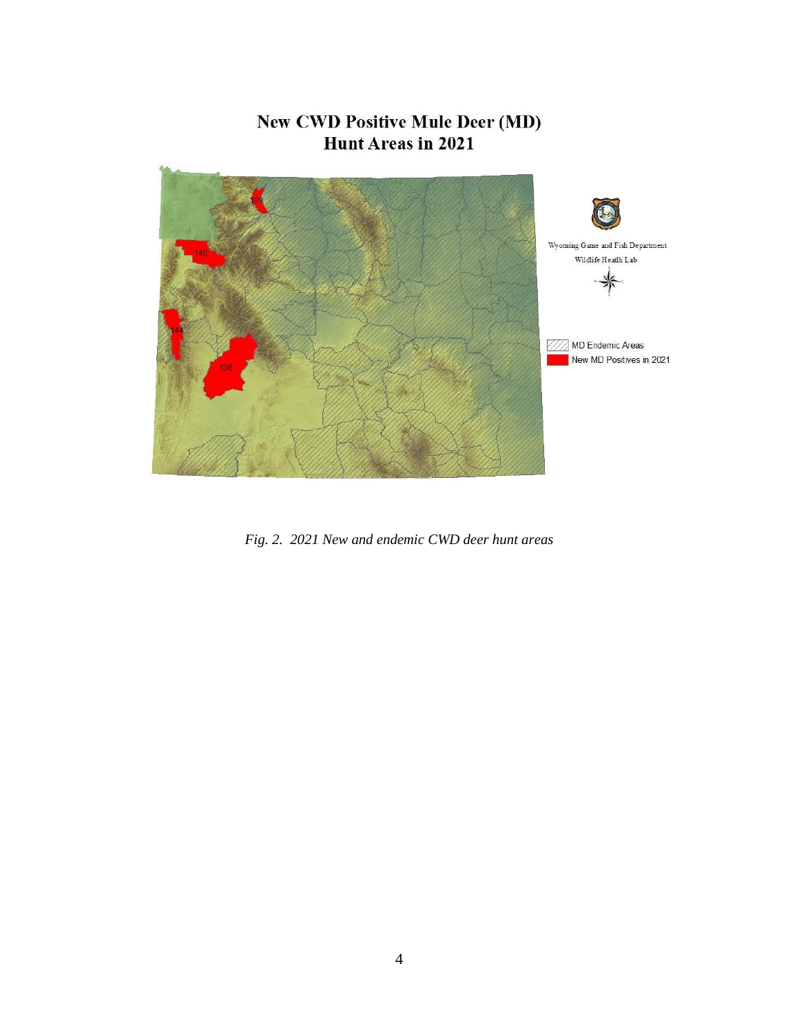**New CWD Positive Mule Deer (MD) Hunt Areas in 2021**

Wyoming Game and Fish Department
Wildlife Health Lab

MD Endemic Areas
New MD Positives in 2021

109
148
144
138

*Fig. 2. 2021 New and endemic CWD deer hunt areas*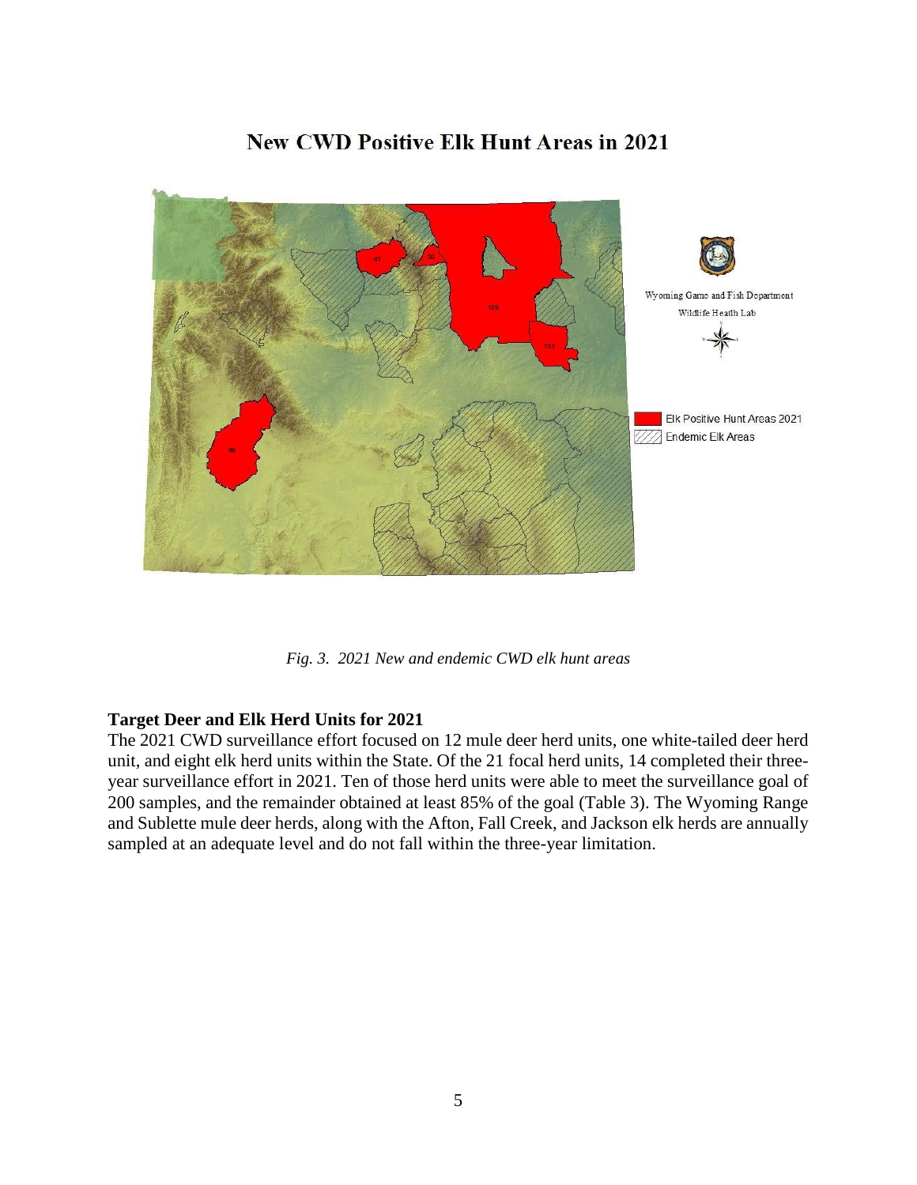# New CWD Positive Elk Hunt Areas in 2021

*Fig. 3. 2021 New and endemic CWD elk hunt areas*

**Target Deer and Elk Herd Units for 2021**

The 2021 CWD surveillance effort focused on 12 mule deer herd units, one white-tailed deer herd unit, and eight elk herd units within the State. Of the 21 focal herd units, 14 completed their three-year surveillance effort in 2021. Ten of those herd units were able to meet the surveillance goal of 200 samples, and the remainder obtained at least 85% of the goal (Table 3). The Wyoming Range and Sublette mule deer herds, along with the Afton, Fall Creek, and Jackson elk herds are annually sampled at an adequate level and do not fall within the three-year limitation.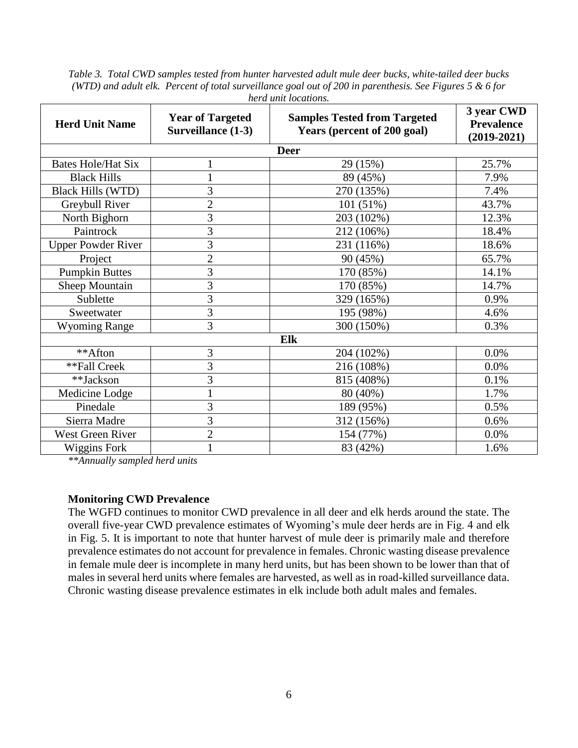*Table 3. Total CWD samples tested from hunter harvested adult mule deer bucks, white-tailed deer bucks (WTD) and adult elk. Percent of total surveillance goal out of 200 in parenthesis. See Figures 5 & 6 for herd unit locations.*

| Herd Unit Name | Year of Targeted Surveillance (1-3) | Samples Tested from Targeted Years (percent of 200 goal) | 3 year CWD Prevalence (2019-2021) |
|---|---|---|---|
| **Deer** | | | |
| Bates Hole/Hat Six | 1 | 29 (15%) | 25.7% |
| Black Hills | 1 | 89 (45%) | 7.9% |
| Black Hills (WTD) | 3 | 270 (135%) | 7.4% |
| Greybull River | 2 | 101 (51%) | 43.7% |
| North Bighorn | 3 | 203 (102%) | 12.3% |
| Paintrock | 3 | 212 (106%) | 18.4% |
| Upper Powder River | 3 | 231 (116%) | 18.6% |
| Project | 2 | 90 (45%) | 65.7% |
| Pumpkin Buttes | 3 | 170 (85%) | 14.1% |
| Sheep Mountain | 3 | 170 (85%) | 14.7% |
| Sublette | 3 | 329 (165%) | 0.9% |
| Sweetwater | 3 | 195 (98%) | 4.6% |
| Wyoming Range | 3 | 300 (150%) | 0.3% |
| **Elk** | | | |
| **Afton | 3 | 204 (102%) | 0.0% |
| **Fall Creek | 3 | 216 (108%) | 0.0% |
| **Jackson | 3 | 815 (408%) | 0.1% |
| Medicine Lodge | 1 | 80 (40%) | 1.7% |
| Pinedale | 3 | 189 (95%) | 0.5% |
| Sierra Madre | 3 | 312 (156%) | 0.6% |
| West Green River | 2 | 154 (77%) | 0.0% |
| Wiggins Fork | 1 | 83 (42%) | 1.6% |

*\*\*Annually sampled herd units*

**Monitoring CWD Prevalence**

The WGFD continues to monitor CWD prevalence in all deer and elk herds around the state. The overall five-year CWD prevalence estimates of Wyoming's mule deer herds are in Fig. 4 and elk in Fig. 5. It is important to note that hunter harvest of mule deer is primarily male and therefore prevalence estimates do not account for prevalence in females. Chronic wasting disease prevalence in female mule deer is incomplete in many herd units, but has been shown to be lower than that of males in several herd units where females are harvested, as well as in road-killed surveillance data. Chronic wasting disease prevalence estimates in elk include both adult males and females.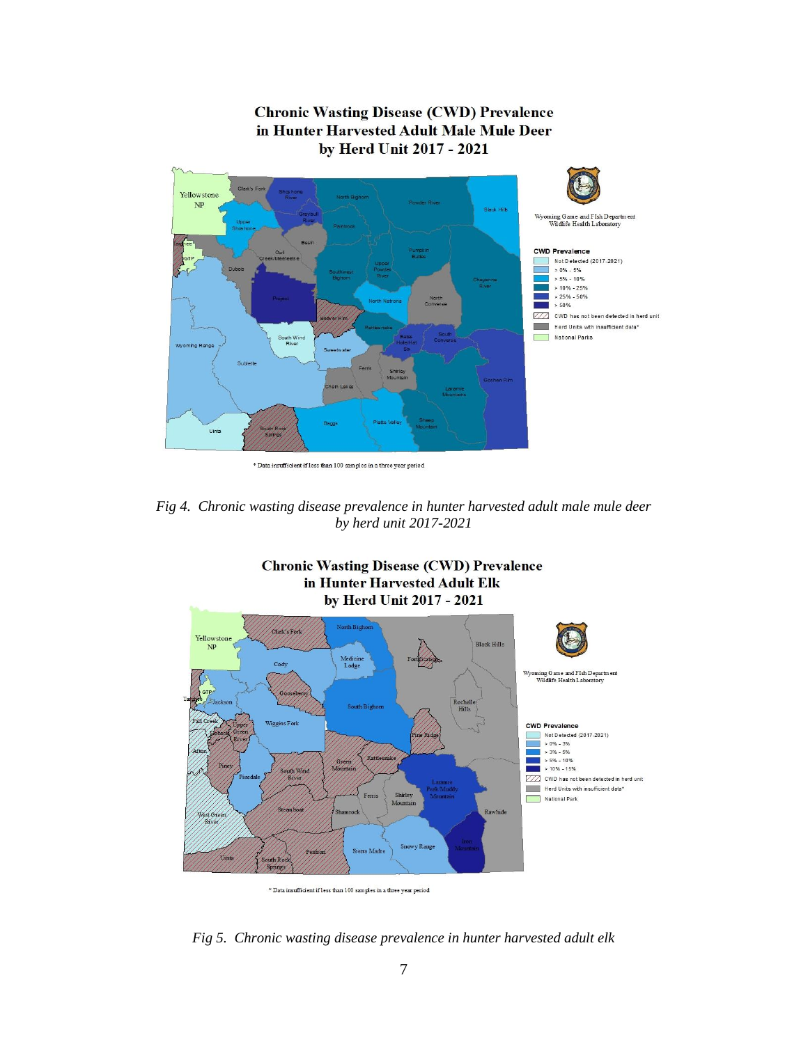## Chronic Wasting Disease (CWD) Prevalence in Hunter Harvested Adult Male Mule Deer by Herd Unit 2017 - 2021

Wyoming Game and Fish Department Wildlife Health Laboratory

**CWD Prevalence**

- Not Detected (2017-2021)
- > 0% - 5%
- > 5% - 10%
- > 10% - 25%
- > 25% - 50%
- > 50%
- CWD has not been detected in herd unit
- Herd Units with insufficient data*
- National Parks

\* Data insufficient if less than 100 samples in a three year period

*Fig 4. Chronic wasting disease prevalence in hunter harvested adult male mule deer by herd unit 2017-2021*

## Chronic Wasting Disease (CWD) Prevalence in Hunter Harvested Adult Elk by Herd Unit 2017 - 2021

Wyoming Game and Fish Department Wildlife Health Laboratory

**CWD Prevalence**

- Not Detected (2017-2021)
- > 0% - 3%
- > 3% - 5%
- > 5% - 10%
- > 10% - 15%
- CWD has not been detected in herd unit
- Herd Units with insufficient data*
- National Park

\* Data insufficient if less than 100 samples in a three year period

*Fig 5. Chronic wasting disease prevalence in hunter harvested adult elk*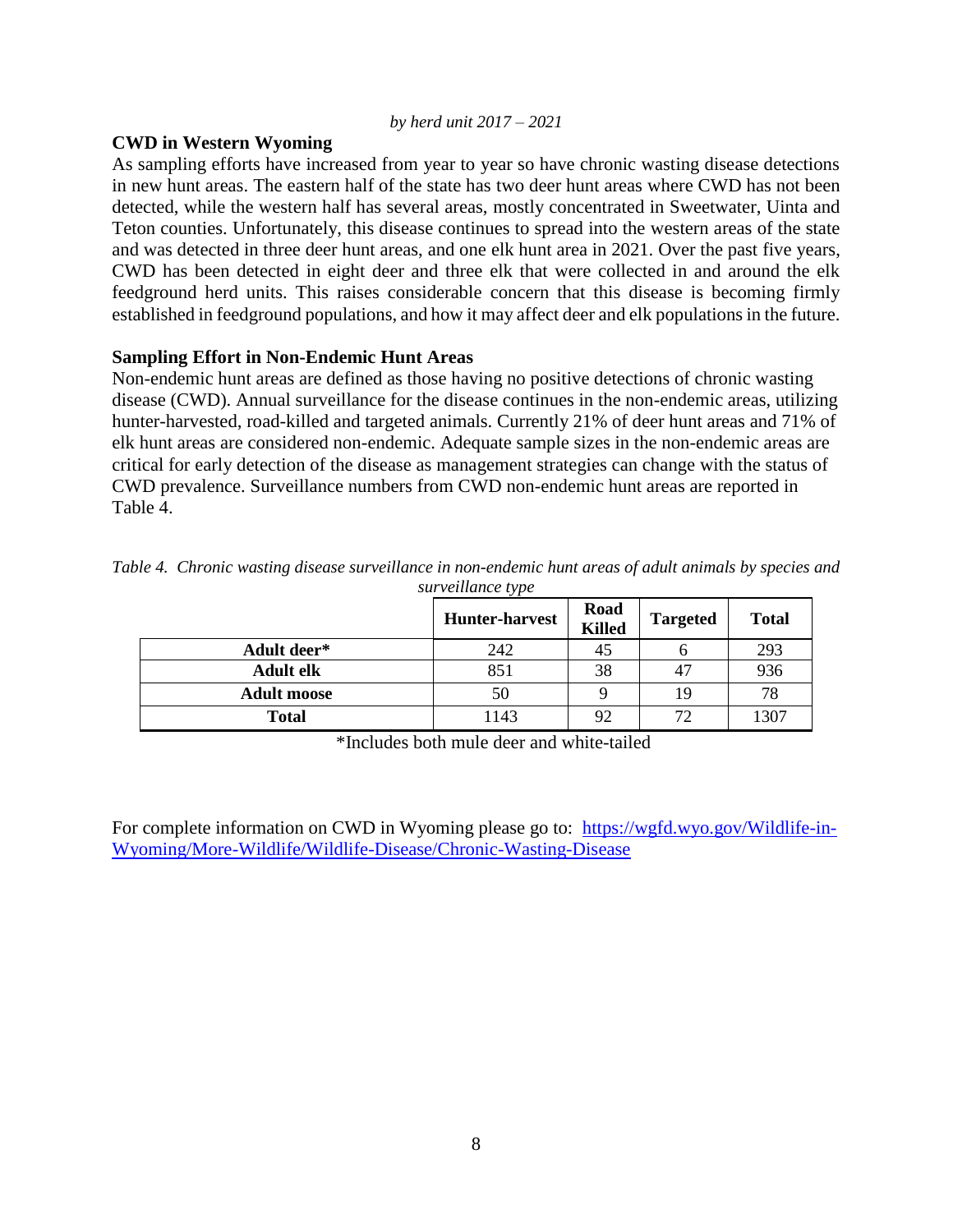*by herd unit 2017 – 2021*

## CWD in Western Wyoming

As sampling efforts have increased from year to year so have chronic wasting disease detections in new hunt areas. The eastern half of the state has two deer hunt areas where CWD has not been detected, while the western half has several areas, mostly concentrated in Sweetwater, Uinta and Teton counties. Unfortunately, this disease continues to spread into the western areas of the state and was detected in three deer hunt areas, and one elk hunt area in 2021. Over the past five years, CWD has been detected in eight deer and three elk that were collected in and around the elk feedground herd units. This raises considerable concern that this disease is becoming firmly established in feedground populations, and how it may affect deer and elk populations in the future.

## Sampling Effort in Non-Endemic Hunt Areas

Non-endemic hunt areas are defined as those having no positive detections of chronic wasting disease (CWD). Annual surveillance for the disease continues in the non-endemic areas, utilizing hunter-harvested, road-killed and targeted animals. Currently 21% of deer hunt areas and 71% of elk hunt areas are considered non-endemic. Adequate sample sizes in the non-endemic areas are critical for early detection of the disease as management strategies can change with the status of CWD prevalence. Surveillance numbers from CWD non-endemic hunt areas are reported in Table 4.

*Table 4. Chronic wasting disease surveillance in non-endemic hunt areas of adult animals by species and surveillance type*

| | Hunter-harvest | Road Killed | Targeted | Total |
|---|---|---|---|---|
| **Adult deer*** | 242 | 45 | 6 | 293 |
| **Adult elk** | 851 | 38 | 47 | 936 |
| **Adult moose** | 50 | 9 | 19 | 78 |
| **Total** | 1143 | 92 | 72 | 1307 |

*Includes both mule deer and white-tailed

For complete information on CWD in Wyoming please go to: [https://wgfd.wyo.gov/Wildlife-in-Wyoming/More-Wildlife/Wildlife-Disease/Chronic-Wasting-Disease](https://wgfd.wyo.gov/Wildlife-in-Wyoming/More-Wildlife/Wildlife-Disease/Chronic-Wasting-Disease)